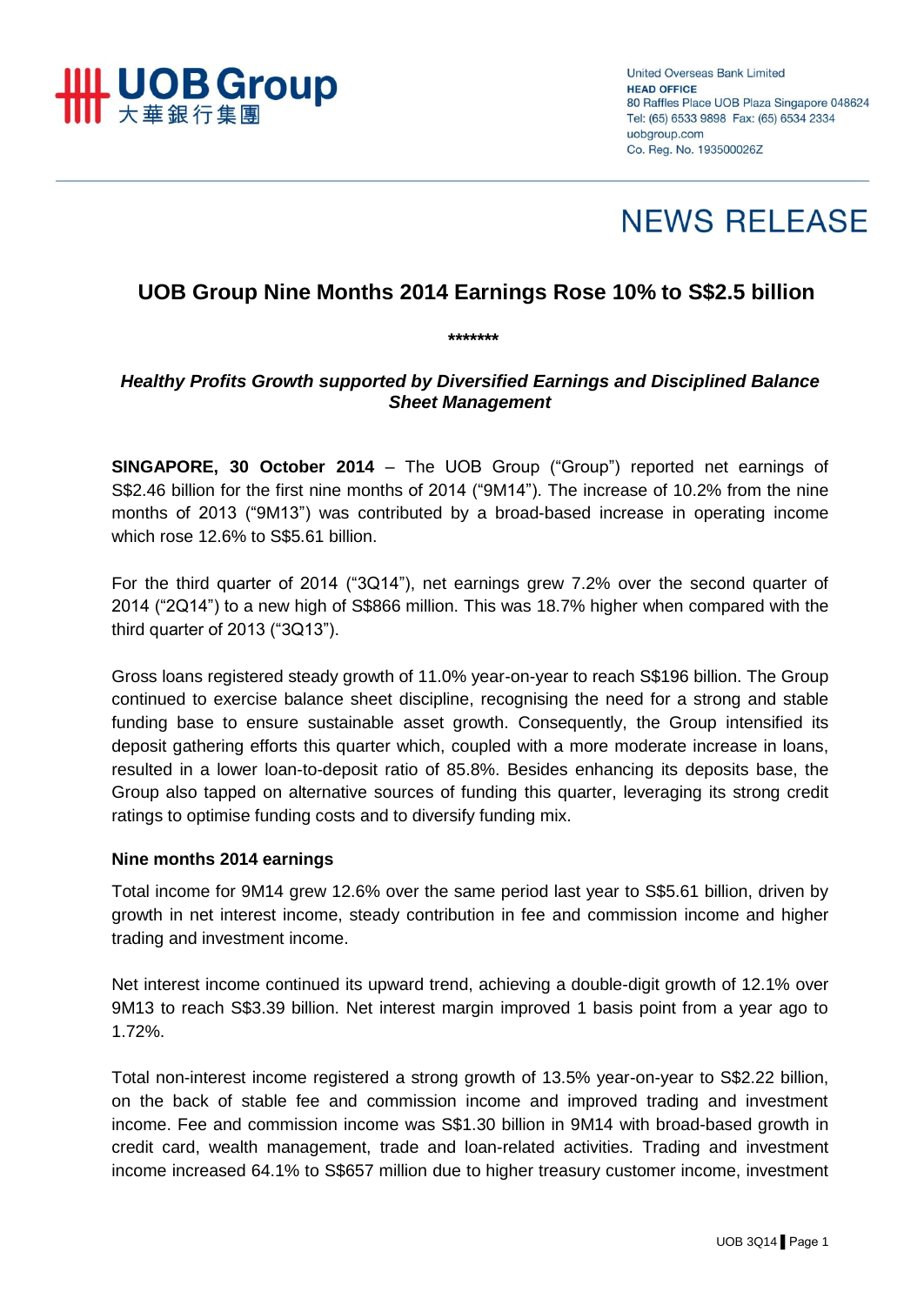UOB Group
大華銀行集團

United Overseas Bank Limited
HEAD OFFICE
80 Raffles Place UOB Plaza Singapore 048624
Tel: (65) 6533 9898 Fax: (65) 6534 2334
uobgroup.com
Co. Reg. No. 193500026Z

# NEWS RELEASE

## UOB Group Nine Months 2014 Earnings Rose 10% to S$2.5 billion

*******

***Healthy Profits Growth supported by Diversified Earnings and Disciplined Balance Sheet Management***

**SINGAPORE, 30 October 2014** – The UOB Group ("Group") reported net earnings of S$2.46 billion for the first nine months of 2014 ("9M14"). The increase of 10.2% from the nine months of 2013 ("9M13") was contributed by a broad-based increase in operating income which rose 12.6% to S$5.61 billion.

For the third quarter of 2014 ("3Q14"), net earnings grew 7.2% over the second quarter of 2014 ("2Q14") to a new high of S$866 million. This was 18.7% higher when compared with the third quarter of 2013 ("3Q13").

Gross loans registered steady growth of 11.0% year-on-year to reach S$196 billion. The Group continued to exercise balance sheet discipline, recognising the need for a strong and stable funding base to ensure sustainable asset growth. Consequently, the Group intensified its deposit gathering efforts this quarter which, coupled with a more moderate increase in loans, resulted in a lower loan-to-deposit ratio of 85.8%. Besides enhancing its deposits base, the Group also tapped on alternative sources of funding this quarter, leveraging its strong credit ratings to optimise funding costs and to diversify funding mix.

### Nine months 2014 earnings

Total income for 9M14 grew 12.6% over the same period last year to S$5.61 billion, driven by growth in net interest income, steady contribution in fee and commission income and higher trading and investment income.

Net interest income continued its upward trend, achieving a double-digit growth of 12.1% over 9M13 to reach S$3.39 billion. Net interest margin improved 1 basis point from a year ago to 1.72%.

Total non-interest income registered a strong growth of 13.5% year-on-year to S$2.22 billion, on the back of stable fee and commission income and improved trading and investment income. Fee and commission income was S$1.30 billion in 9M14 with broad-based growth in credit card, wealth management, trade and loan-related activities. Trading and investment income increased 64.1% to S$657 million due to higher treasury customer income, investment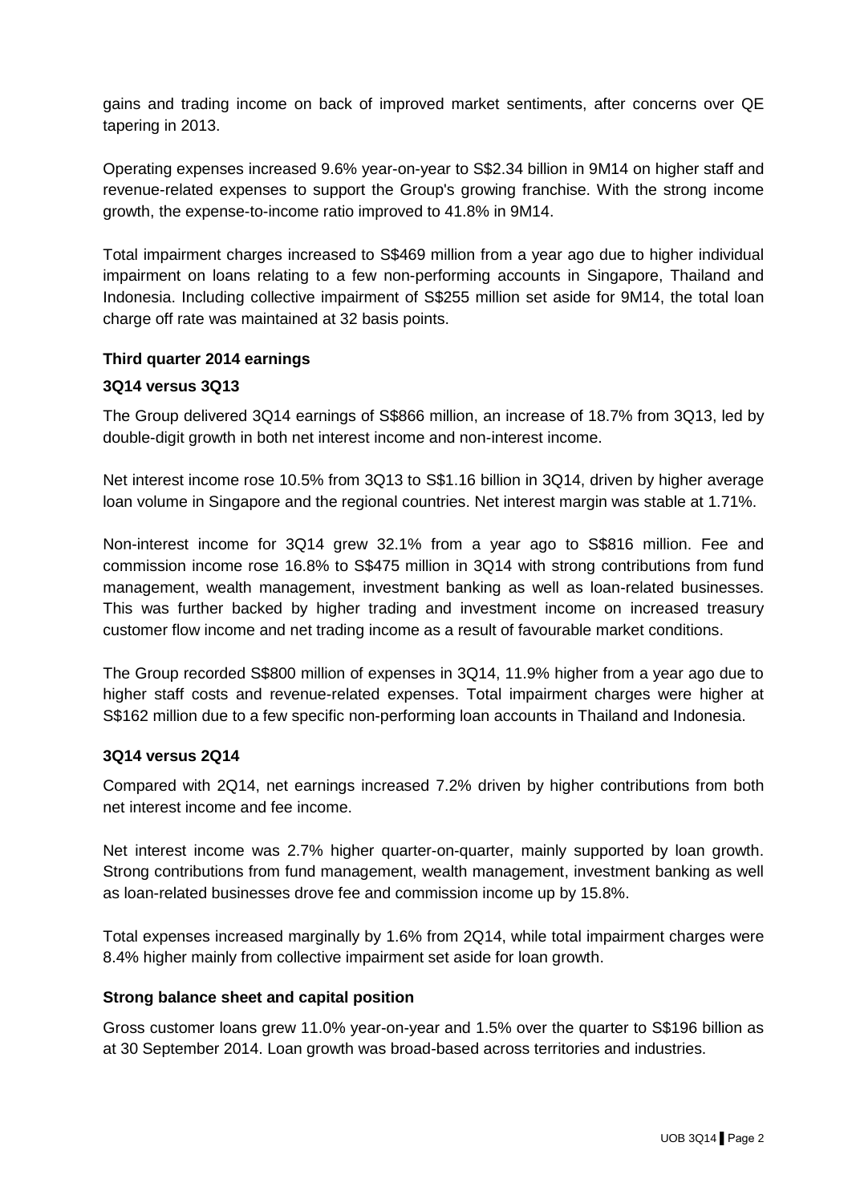gains and trading income on back of improved market sentiments, after concerns over QE tapering in 2013.

Operating expenses increased 9.6% year-on-year to S$2.34 billion in 9M14 on higher staff and revenue-related expenses to support the Group's growing franchise. With the strong income growth, the expense-to-income ratio improved to 41.8% in 9M14.

Total impairment charges increased to S$469 million from a year ago due to higher individual impairment on loans relating to a few non-performing accounts in Singapore, Thailand and Indonesia. Including collective impairment of S$255 million set aside for 9M14, the total loan charge off rate was maintained at 32 basis points.

**Third quarter 2014 earnings**

**3Q14 versus 3Q13**

The Group delivered 3Q14 earnings of S$866 million, an increase of 18.7% from 3Q13, led by double-digit growth in both net interest income and non-interest income.

Net interest income rose 10.5% from 3Q13 to S$1.16 billion in 3Q14, driven by higher average loan volume in Singapore and the regional countries. Net interest margin was stable at 1.71%.

Non-interest income for 3Q14 grew 32.1% from a year ago to S$816 million. Fee and commission income rose 16.8% to S$475 million in 3Q14 with strong contributions from fund management, wealth management, investment banking as well as loan-related businesses. This was further backed by higher trading and investment income on increased treasury customer flow income and net trading income as a result of favourable market conditions.

The Group recorded S$800 million of expenses in 3Q14, 11.9% higher from a year ago due to higher staff costs and revenue-related expenses. Total impairment charges were higher at S$162 million due to a few specific non-performing loan accounts in Thailand and Indonesia.

**3Q14 versus 2Q14**

Compared with 2Q14, net earnings increased 7.2% driven by higher contributions from both net interest income and fee income.

Net interest income was 2.7% higher quarter-on-quarter, mainly supported by loan growth. Strong contributions from fund management, wealth management, investment banking as well as loan-related businesses drove fee and commission income up by 15.8%.

Total expenses increased marginally by 1.6% from 2Q14, while total impairment charges were 8.4% higher mainly from collective impairment set aside for loan growth.

**Strong balance sheet and capital position**

Gross customer loans grew 11.0% year-on-year and 1.5% over the quarter to S$196 billion as at 30 September 2014. Loan growth was broad-based across territories and industries.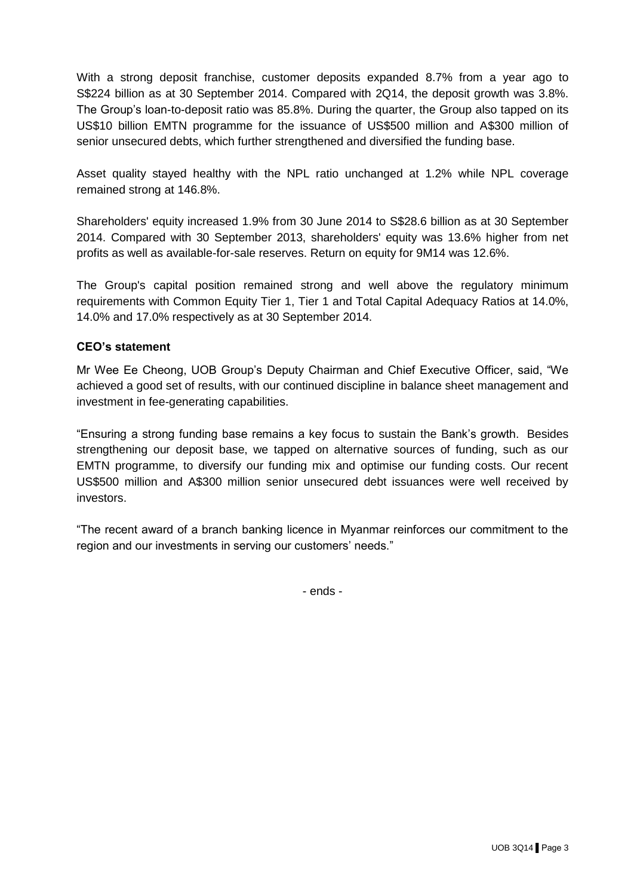With a strong deposit franchise, customer deposits expanded 8.7% from a year ago to S$224 billion as at 30 September 2014. Compared with 2Q14, the deposit growth was 3.8%. The Group's loan-to-deposit ratio was 85.8%. During the quarter, the Group also tapped on its US$10 billion EMTN programme for the issuance of US$500 million and A$300 million of senior unsecured debts, which further strengthened and diversified the funding base.

Asset quality stayed healthy with the NPL ratio unchanged at 1.2% while NPL coverage remained strong at 146.8%.

Shareholders' equity increased 1.9% from 30 June 2014 to S$28.6 billion as at 30 September 2014. Compared with 30 September 2013, shareholders' equity was 13.6% higher from net profits as well as available-for-sale reserves. Return on equity for 9M14 was 12.6%.

The Group's capital position remained strong and well above the regulatory minimum requirements with Common Equity Tier 1, Tier 1 and Total Capital Adequacy Ratios at 14.0%, 14.0% and 17.0% respectively as at 30 September 2014.

**CEO's statement**

Mr Wee Ee Cheong, UOB Group's Deputy Chairman and Chief Executive Officer, said, "We achieved a good set of results, with our continued discipline in balance sheet management and investment in fee-generating capabilities.

"Ensuring a strong funding base remains a key focus to sustain the Bank's growth. Besides strengthening our deposit base, we tapped on alternative sources of funding, such as our EMTN programme, to diversify our funding mix and optimise our funding costs. Our recent US$500 million and A$300 million senior unsecured debt issuances were well received by investors.

"The recent award of a branch banking licence in Myanmar reinforces our commitment to the region and our investments in serving our customers' needs."

- ends -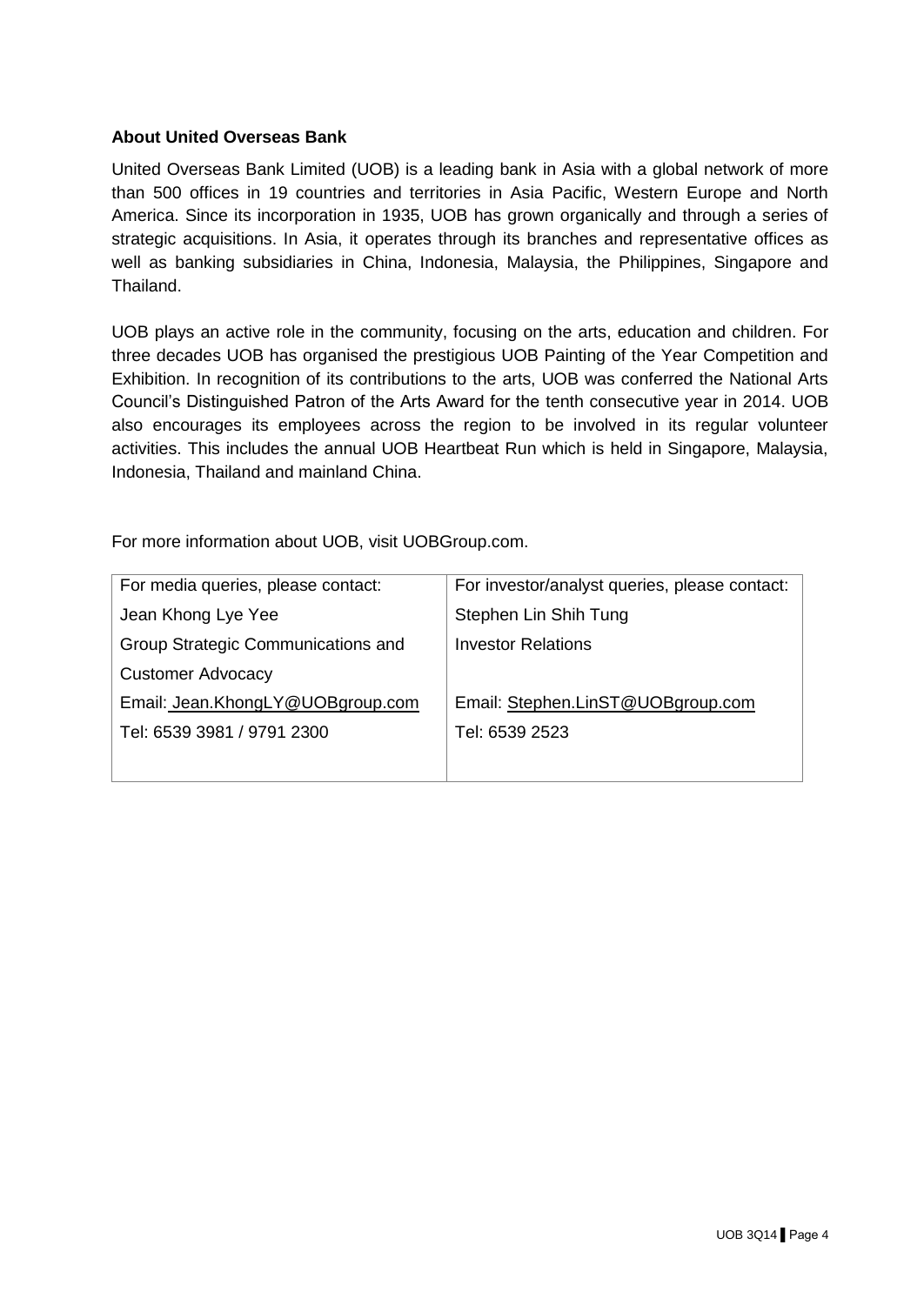**About United Overseas Bank**

United Overseas Bank Limited (UOB) is a leading bank in Asia with a global network of more than 500 offices in 19 countries and territories in Asia Pacific, Western Europe and North America. Since its incorporation in 1935, UOB has grown organically and through a series of strategic acquisitions. In Asia, it operates through its branches and representative offices as well as banking subsidiaries in China, Indonesia, Malaysia, the Philippines, Singapore and Thailand.

UOB plays an active role in the community, focusing on the arts, education and children. For three decades UOB has organised the prestigious UOB Painting of the Year Competition and Exhibition. In recognition of its contributions to the arts, UOB was conferred the National Arts Council's Distinguished Patron of the Arts Award for the tenth consecutive year in 2014. UOB also encourages its employees across the region to be involved in its regular volunteer activities. This includes the annual UOB Heartbeat Run which is held in Singapore, Malaysia, Indonesia, Thailand and mainland China.

For more information about UOB, visit UOBGroup.com.

| | |
|---|---|
| For media queries, please contact: | For investor/analyst queries, please contact: |
| Jean Khong Lye Yee | Stephen Lin Shih Tung |
| Group Strategic Communications and Customer Advocacy | Investor Relations |
| Email: Jean.KhongLY@UOBgroup.com | Email: Stephen.LinST@UOBgroup.com |
| Tel: 6539 3981 / 9791 2300 | Tel: 6539 2523 |